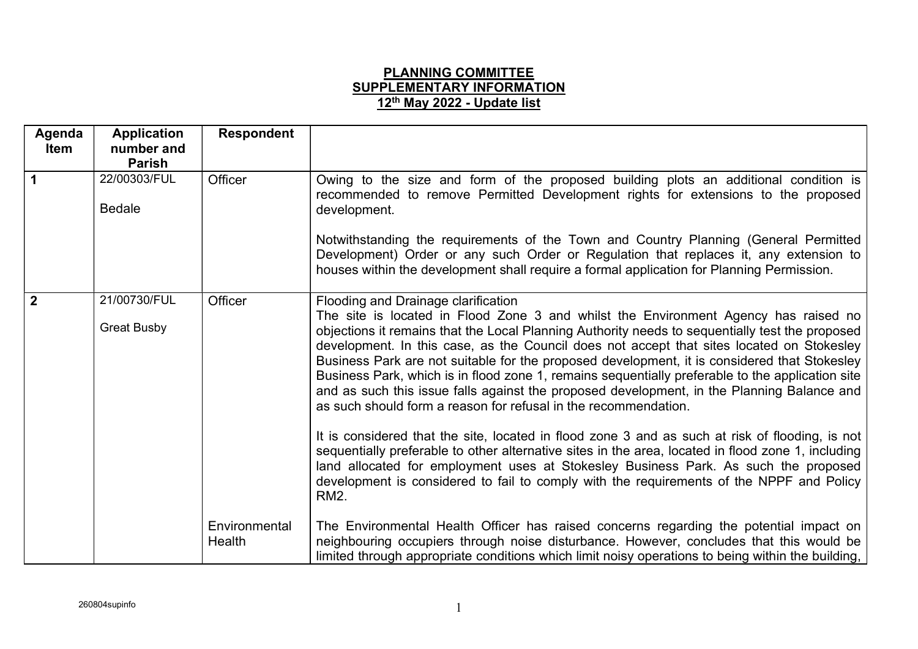**PLANNING COMMITTEE**
**SUPPLEMENTARY INFORMATION**
**12th May 2022 - Update list**

| Agenda Item | Application number and Parish | Respondent | |
|---|---|---|---|
| 1 | 22/00303/FUL<br><br>Bedale | Officer | Owing to the size and form of the proposed building plots an additional condition is recommended to remove Permitted Development rights for extensions to the proposed development.<br><br>Notwithstanding the requirements of the Town and Country Planning (General Permitted Development) Order or any such Order or Regulation that replaces it, any extension to houses within the development shall require a formal application for Planning Permission. |
| 2 | 21/00730/FUL<br><br>Great Busby | Officer | Flooding and Drainage clarification<br>The site is located in Flood Zone 3 and whilst the Environment Agency has raised no objections it remains that the Local Planning Authority needs to sequentially test the proposed development. In this case, as the Council does not accept that sites located on Stokesley Business Park are not suitable for the proposed development, it is considered that Stokesley Business Park, which is in flood zone 1, remains sequentially preferable to the application site and as such this issue falls against the proposed development, in the Planning Balance and as such should form a reason for refusal in the recommendation.<br><br>It is considered that the site, located in flood zone 3 and as such at risk of flooding, is not sequentially preferable to other alternative sites in the area, located in flood zone 1, including land allocated for employment uses at Stokesley Business Park. As such the proposed development is considered to fail to comply with the requirements of the NPPF and Policy RM2. |
| | | Environmental Health | The Environmental Health Officer has raised concerns regarding the potential impact on neighbouring occupiers through noise disturbance. However, concludes that this would be limited through appropriate conditions which limit noisy operations to being within the building, |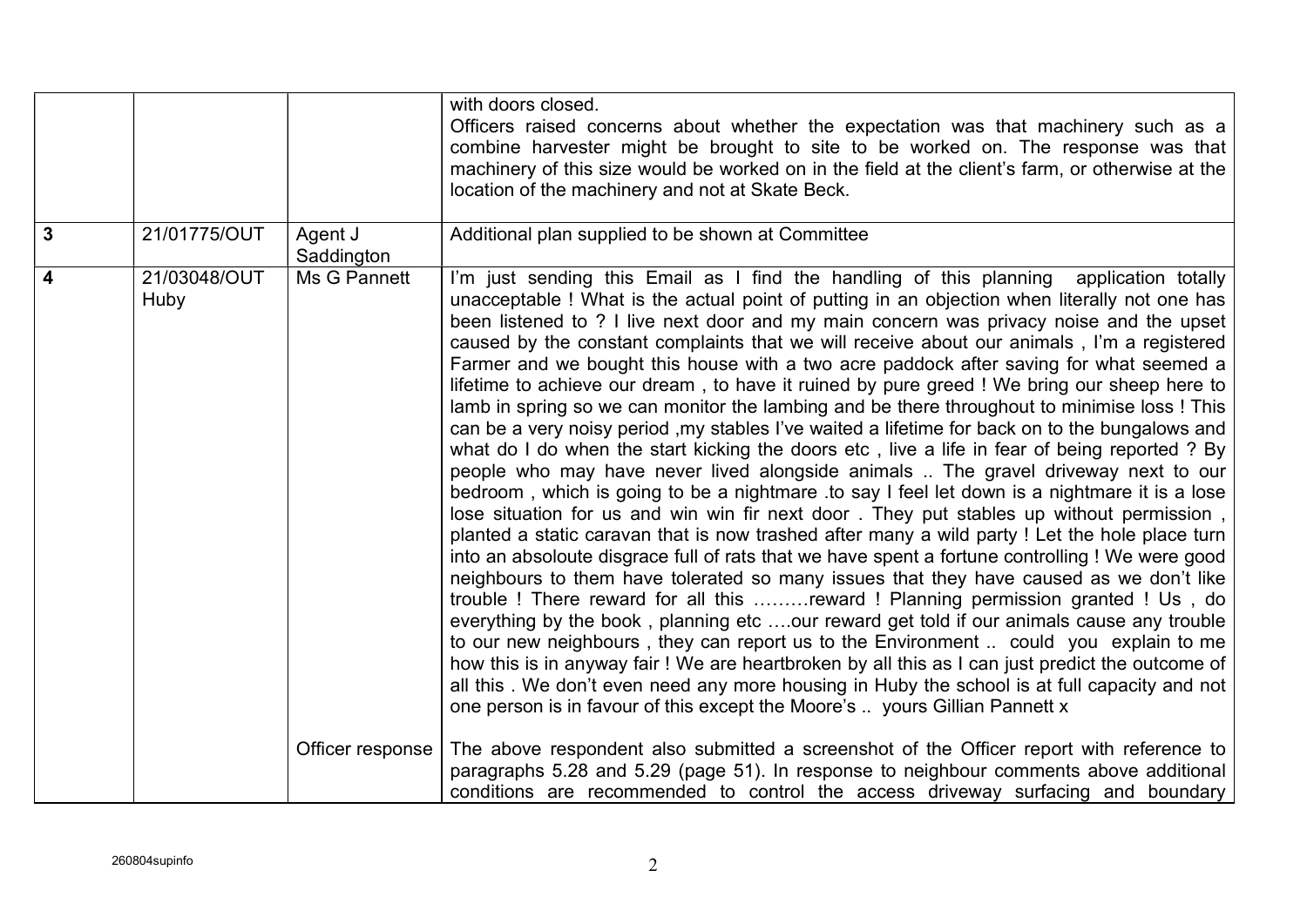| | | | |
|---|---|---|---|
| | | | with doors closed.<br>Officers raised concerns about whether the expectation was that machinery such as a combine harvester might be brought to site to be worked on. The response was that machinery of this size would be worked on in the field at the client's farm, or otherwise at the location of the machinery and not at Skate Beck. |
| **3** | 21/01775/OUT | Agent J Saddington | Additional plan supplied to be shown at Committee |
| **4** | 21/03048/OUT Huby | Ms G Pannett | I'm just sending this Email as I find the handling of this planning application totally unacceptable ! What is the actual point of putting in an objection when literally not one has been listened to ? I live next door and my main concern was privacy noise and the upset caused by the constant complaints that we will receive about our animals , I'm a registered Farmer and we bought this house with a two acre paddock after saving for what seemed a lifetime to achieve our dream , to have it ruined by pure greed ! We bring our sheep here to lamb in spring so we can monitor the lambing and be there throughout to minimise loss ! This can be a very noisy period ,my stables I've waited a lifetime for back on to the bungalows and what do I do when the start kicking the doors etc , live a life in fear of being reported ? By people who may have never lived alongside animals .. The gravel driveway next to our bedroom , which is going to be a nightmare .to say I feel let down is a nightmare it is a lose lose situation for us and win win fir next door . They put stables up without permission , planted a static caravan that is now trashed after many a wild party ! Let the hole place turn into an absoloute disgrace full of rats that we have spent a fortune controlling ! We were good neighbours to them have tolerated so many issues that they have caused as we don't like trouble ! There reward for all this .........reward ! Planning permission granted ! Us , do everything by the book , planning etc ....our reward get told if our animals cause any trouble to our new neighbours , they can report us to the Environment .. could you explain to me how this is in anyway fair ! We are heartbroken by all this as I can just predict the outcome of all this . We don't even need any more housing in Huby the school is at full capacity and not one person is in favour of this except the Moore's .. yours Gillian Pannett x |
| | | Officer response | The above respondent also submitted a screenshot of the Officer report with reference to paragraphs 5.28 and 5.29 (page 51). In response to neighbour comments above additional conditions are recommended to control the access driveway surfacing and boundary |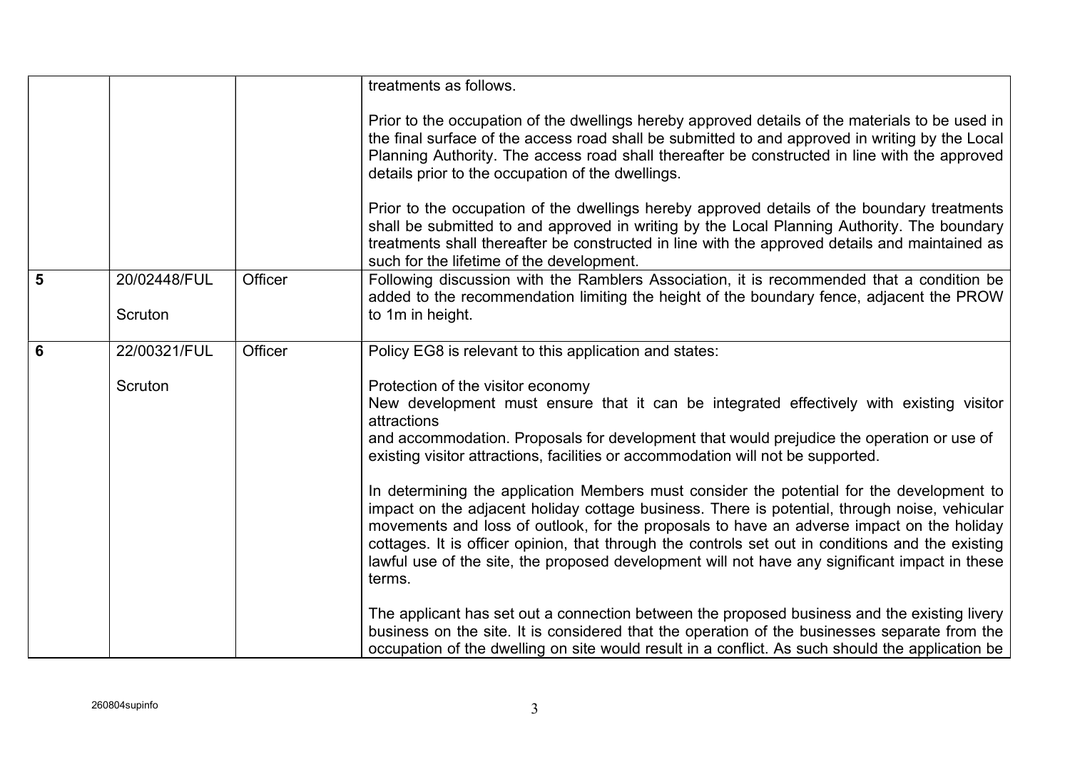| | | | |
|---|---|---|---|
| | | | treatments as follows.<br><br>Prior to the occupation of the dwellings hereby approved details of the materials to be used in the final surface of the access road shall be submitted to and approved in writing by the Local Planning Authority. The access road shall thereafter be constructed in line with the approved details prior to the occupation of the dwellings.<br><br>Prior to the occupation of the dwellings hereby approved details of the boundary treatments shall be submitted to and approved in writing by the Local Planning Authority. The boundary treatments shall thereafter be constructed in line with the approved details and maintained as such for the lifetime of the development. |
| **5** | 20/02448/FUL<br><br>Scruton | Officer | Following discussion with the Ramblers Association, it is recommended that a condition be added to the recommendation limiting the height of the boundary fence, adjacent the PROW to 1m in height. |
| **6** | 22/00321/FUL<br><br>Scruton | Officer | Policy EG8 is relevant to this application and states:<br><br>Protection of the visitor economy<br>New development must ensure that it can be integrated effectively with existing visitor attractions<br>and accommodation. Proposals for development that would prejudice the operation or use of existing visitor attractions, facilities or accommodation will not be supported.<br><br>In determining the application Members must consider the potential for the development to impact on the adjacent holiday cottage business. There is potential, through noise, vehicular movements and loss of outlook, for the proposals to have an adverse impact on the holiday cottages. It is officer opinion, that through the controls set out in conditions and the existing lawful use of the site, the proposed development will not have any significant impact in these terms.<br><br>The applicant has set out a connection between the proposed business and the existing livery business on the site. It is considered that the operation of the businesses separate from the occupation of the dwelling on site would result in a conflict. As such should the application be |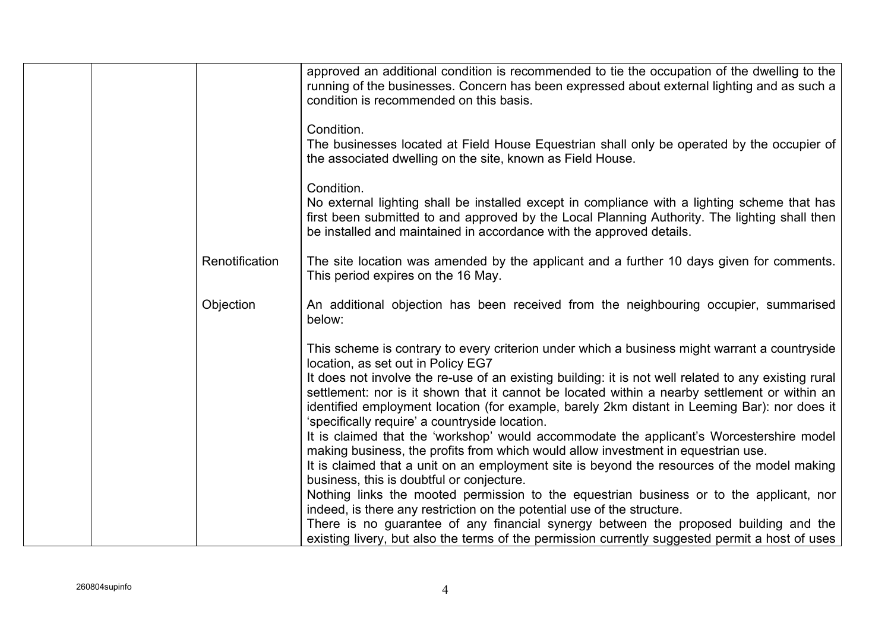| | | | |
|---|---|---|---|
| | | | approved an additional condition is recommended to tie the occupation of the dwelling to the running of the businesses. Concern has been expressed about external lighting and as such a condition is recommended on this basis.<br><br>Condition.<br>The businesses located at Field House Equestrian shall only be operated by the occupier of the associated dwelling on the site, known as Field House.<br><br>Condition.<br>No external lighting shall be installed except in compliance with a lighting scheme that has first been submitted to and approved by the Local Planning Authority. The lighting shall then be installed and maintained in accordance with the approved details. |
| | | Renotification | The site location was amended by the applicant and a further 10 days given for comments. This period expires on the 16 May. |
| | | Objection | An additional objection has been received from the neighbouring occupier, summarised below:<br><br>This scheme is contrary to every criterion under which a business might warrant a countryside location, as set out in Policy EG7<br>It does not involve the re-use of an existing building: it is not well related to any existing rural settlement: nor is it shown that it cannot be located within a nearby settlement or within an identified employment location (for example, barely 2km distant in Leeming Bar): nor does it 'specifically require' a countryside location.<br>It is claimed that the 'workshop' would accommodate the applicant's Worcestershire model making business, the profits from which would allow investment in equestrian use.<br>It is claimed that a unit on an employment site is beyond the resources of the model making business, this is doubtful or conjecture.<br>Nothing links the mooted permission to the equestrian business or to the applicant, nor indeed, is there any restriction on the potential use of the structure.<br>There is no guarantee of any financial synergy between the proposed building and the existing livery, but also the terms of the permission currently suggested permit a host of uses |

260804supinfo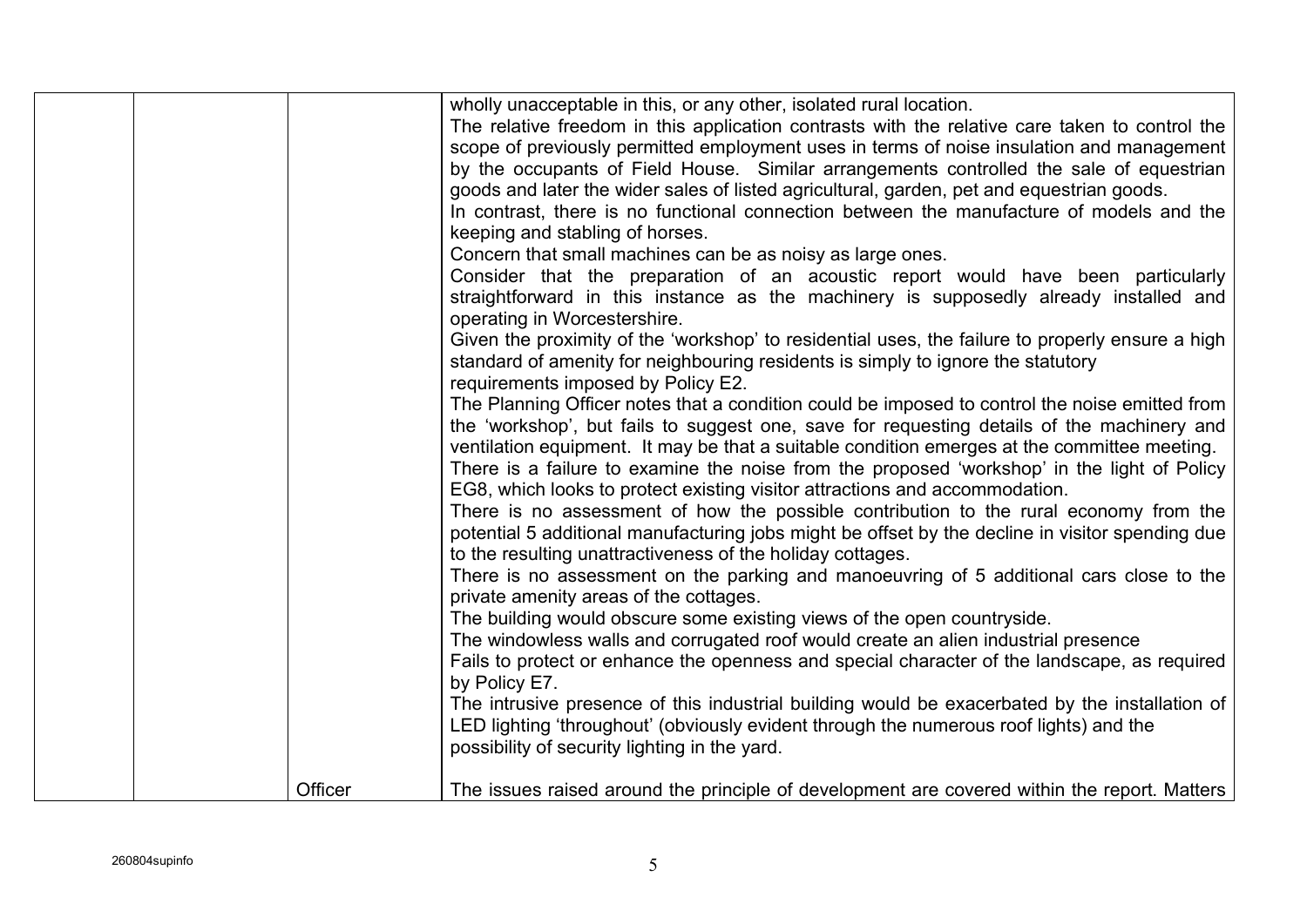| | | | |
|---|---|---|---|
| | | | wholly unacceptable in this, or any other, isolated rural location.<br>The relative freedom in this application contrasts with the relative care taken to control the scope of previously permitted employment uses in terms of noise insulation and management by the occupants of Field House. Similar arrangements controlled the sale of equestrian goods and later the wider sales of listed agricultural, garden, pet and equestrian goods.<br>In contrast, there is no functional connection between the manufacture of models and the keeping and stabling of horses.<br>Concern that small machines can be as noisy as large ones.<br>Consider that the preparation of an acoustic report would have been particularly straightforward in this instance as the machinery is supposedly already installed and operating in Worcestershire.<br>Given the proximity of the 'workshop' to residential uses, the failure to properly ensure a high standard of amenity for neighbouring residents is simply to ignore the statutory requirements imposed by Policy E2.<br>The Planning Officer notes that a condition could be imposed to control the noise emitted from the 'workshop', but fails to suggest one, save for requesting details of the machinery and ventilation equipment. It may be that a suitable condition emerges at the committee meeting.<br>There is a failure to examine the noise from the proposed 'workshop' in the light of Policy EG8, which looks to protect existing visitor attractions and accommodation.<br>There is no assessment of how the possible contribution to the rural economy from the potential 5 additional manufacturing jobs might be offset by the decline in visitor spending due to the resulting unattractiveness of the holiday cottages.<br>There is no assessment on the parking and manoeuvring of 5 additional cars close to the private amenity areas of the cottages.<br>The building would obscure some existing views of the open countryside.<br>The windowless walls and corrugated roof would create an alien industrial presence<br>Fails to protect or enhance the openness and special character of the landscape, as required by Policy E7.<br>The intrusive presence of this industrial building would be exacerbated by the installation of LED lighting 'throughout' (obviously evident through the numerous roof lights) and the possibility of security lighting in the yard. |
| | | Officer | The issues raised around the principle of development are covered within the report. Matters |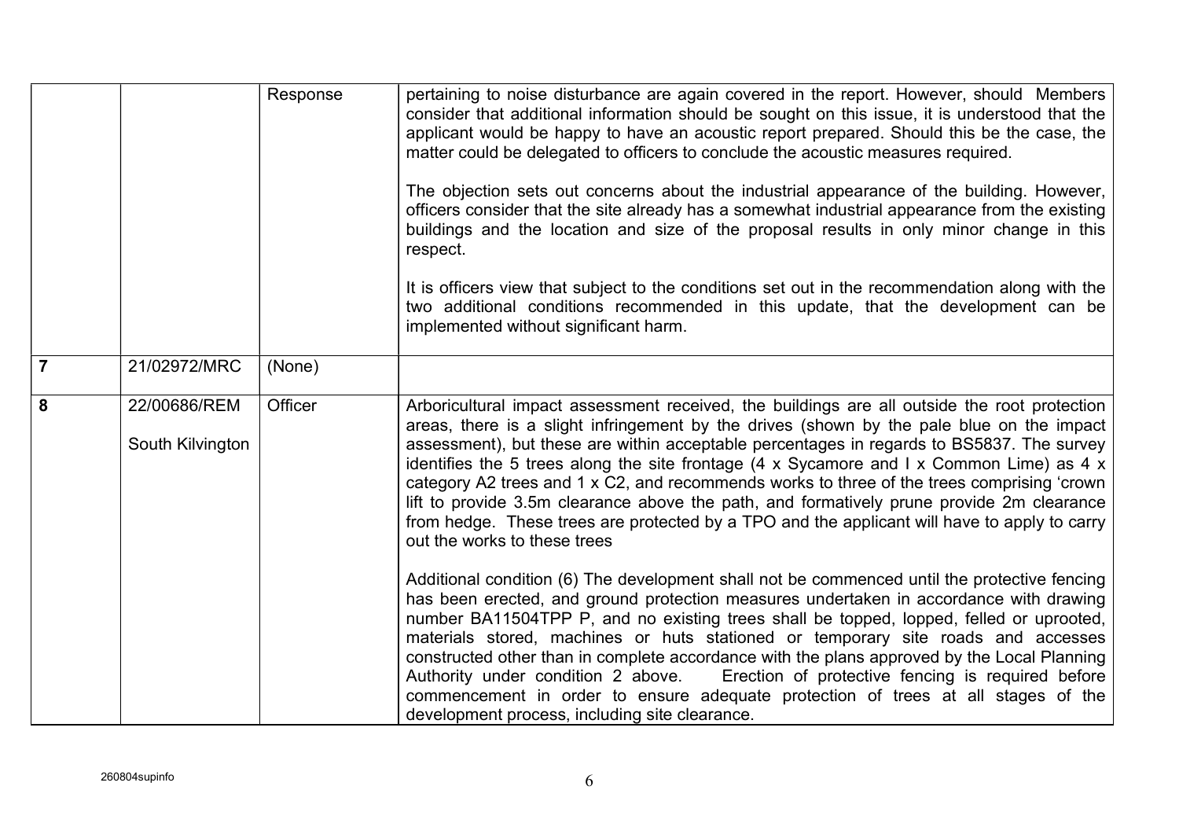| | | | |
|---|---|---|---|
| | | Response | pertaining to noise disturbance are again covered in the report. However, should Members consider that additional information should be sought on this issue, it is understood that the applicant would be happy to have an acoustic report prepared. Should this be the case, the matter could be delegated to officers to conclude the acoustic measures required.<br><br>The objection sets out concerns about the industrial appearance of the building. However, officers consider that the site already has a somewhat industrial appearance from the existing buildings and the location and size of the proposal results in only minor change in this respect.<br><br>It is officers view that subject to the conditions set out in the recommendation along with the two additional conditions recommended in this update, that the development can be implemented without significant harm. |
| **7** | 21/02972/MRC | (None) | |
| **8** | 22/00686/REM<br><br>South Kilvington | Officer | Arboricultural impact assessment received, the buildings are all outside the root protection areas, there is a slight infringement by the drives (shown by the pale blue on the impact assessment), but these are within acceptable percentages in regards to BS5837. The survey identifies the 5 trees along the site frontage (4 x Sycamore and I x Common Lime) as 4 x category A2 trees and 1 x C2, and recommends works to three of the trees comprising 'crown lift to provide 3.5m clearance above the path, and formatively prune provide 2m clearance from hedge. These trees are protected by a TPO and the applicant will have to apply to carry out the works to these trees<br><br>Additional condition (6) The development shall not be commenced until the protective fencing has been erected, and ground protection measures undertaken in accordance with drawing number BA11504TPP P, and no existing trees shall be topped, lopped, felled or uprooted, materials stored, machines or huts stationed or temporary site roads and accesses constructed other than in complete accordance with the plans approved by the Local Planning Authority under condition 2 above. Erection of protective fencing is required before commencement in order to ensure adequate protection of trees at all stages of the development process, including site clearance. |

260804supinfo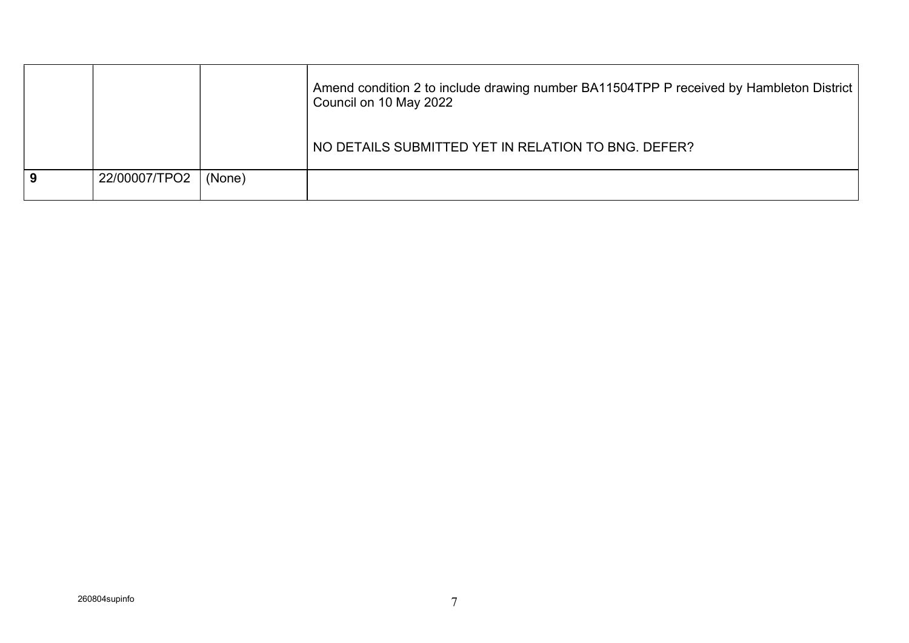| | | | |
|---|---|---|---|
| | | | Amend condition 2 to include drawing number BA11504TPP P received by Hambleton District Council on 10 May 2022<br><br>NO DETAILS SUBMITTED YET IN RELATION TO BNG. DEFER? |
| **9** | 22/00007/TPO2 | (None) | |